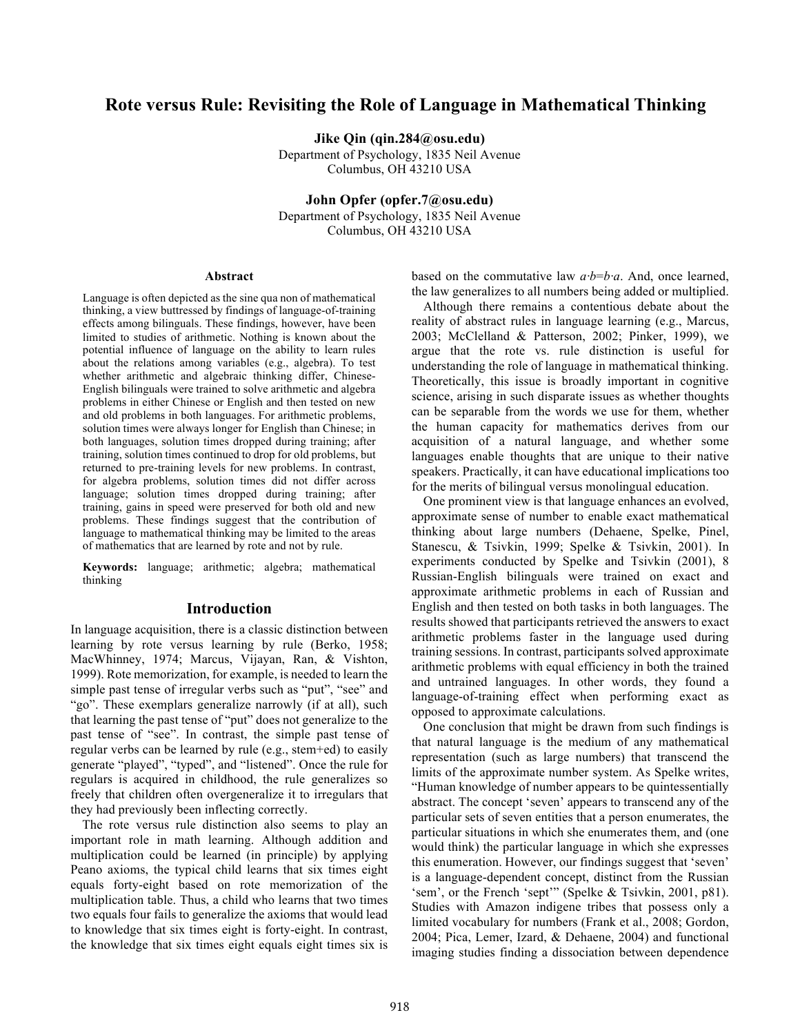# Rote versus Rule: Revisiting the Role of Language in Mathematical Thinking

**Jike Qin (qin.284@osu.edu)**
Department of Psychology, 1835 Neil Avenue
Columbus, OH 43210 USA

**John Opfer (opfer.7@osu.edu)**
Department of Psychology, 1835 Neil Avenue
Columbus, OH 43210 USA

## Abstract

Language is often depicted as the sine qua non of mathematical thinking, a view buttressed by findings of language-of-training effects among bilinguals. These findings, however, have been limited to studies of arithmetic. Nothing is known about the potential influence of language on the ability to learn rules about the relations among variables (e.g., algebra). To test whether arithmetic and algebraic thinking differ, Chinese-English bilinguals were trained to solve arithmetic and algebra problems in either Chinese or English and then tested on new and old problems in both languages. For arithmetic problems, solution times were always longer for English than Chinese; in both languages, solution times dropped during training; after training, solution times continued to drop for old problems, but returned to pre-training levels for new problems. In contrast, for algebra problems, solution times did not differ across language; solution times dropped during training; after training, gains in speed were preserved for both old and new problems. These findings suggest that the contribution of language to mathematical thinking may be limited to the areas of mathematics that are learned by rote and not by rule.

**Keywords:** language; arithmetic; algebra; mathematical thinking

## Introduction

In language acquisition, there is a classic distinction between learning by rote versus learning by rule (Berko, 1958; MacWhinney, 1974; Marcus, Vijayan, Ran, & Vishton, 1999). Rote memorization, for example, is needed to learn the simple past tense of irregular verbs such as "put", "see" and "go". These exemplars generalize narrowly (if at all), such that learning the past tense of "put" does not generalize to the past tense of "see". In contrast, the simple past tense of regular verbs can be learned by rule (e.g., stem+ed) to easily generate "played", "typed", and "listened". Once the rule for regulars is acquired in childhood, the rule generalizes so freely that children often overgeneralize it to irregulars that they had previously been inflecting correctly.

The rote versus rule distinction also seems to play an important role in math learning. Although addition and multiplication could be learned (in principle) by applying Peano axioms, the typical child learns that six times eight equals forty-eight based on rote memorization of the multiplication table. Thus, a child who learns that two times two equals four fails to generalize the axioms that would lead to knowledge that six times eight is forty-eight. In contrast, the knowledge that six times eight equals eight times six is based on the commutative law $a \cdot b = b \cdot a$. And, once learned, the law generalizes to all numbers being added or multiplied.

Although there remains a contentious debate about the reality of abstract rules in language learning (e.g., Marcus, 2003; McClelland & Patterson, 2002; Pinker, 1999), we argue that the rote vs. rule distinction is useful for understanding the role of language in mathematical thinking. Theoretically, this issue is broadly important in cognitive science, arising in such disparate issues as whether thoughts can be separable from the words we use for them, whether the human capacity for mathematics derives from our acquisition of a natural language, and whether some languages enable thoughts that are unique to their native speakers. Practically, it can have educational implications too for the merits of bilingual versus monolingual education.

One prominent view is that language enhances an evolved, approximate sense of number to enable exact mathematical thinking about large numbers (Dehaene, Spelke, Pinel, Stanescu, & Tsivkin, 1999; Spelke & Tsivkin, 2001). In experiments conducted by Spelke and Tsivkin (2001), 8 Russian-English bilinguals were trained on exact and approximate arithmetic problems in each of Russian and English and then tested on both tasks in both languages. The results showed that participants retrieved the answers to exact arithmetic problems faster in the language used during training sessions. In contrast, participants solved approximate arithmetic problems with equal efficiency in both the trained and untrained languages. In other words, they found a language-of-training effect when performing exact as opposed to approximate calculations.

One conclusion that might be drawn from such findings is that natural language is the medium of any mathematical representation (such as large numbers) that transcend the limits of the approximate number system. As Spelke writes, "Human knowledge of number appears to be quintessentially abstract. The concept 'seven' appears to transcend any of the particular sets of seven entities that a person enumerates, the particular situations in which she enumerates them, and (one would think) the particular language in which she expresses this enumeration. However, our findings suggest that 'seven' is a language-dependent concept, distinct from the Russian 'sem', or the French 'sept'" (Spelke & Tsivkin, 2001, p81). Studies with Amazon indigene tribes that possess only a limited vocabulary for numbers (Frank et al., 2008; Gordon, 2004; Pica, Lemer, Izard, & Dehaene, 2004) and functional imaging studies finding a dissociation between dependence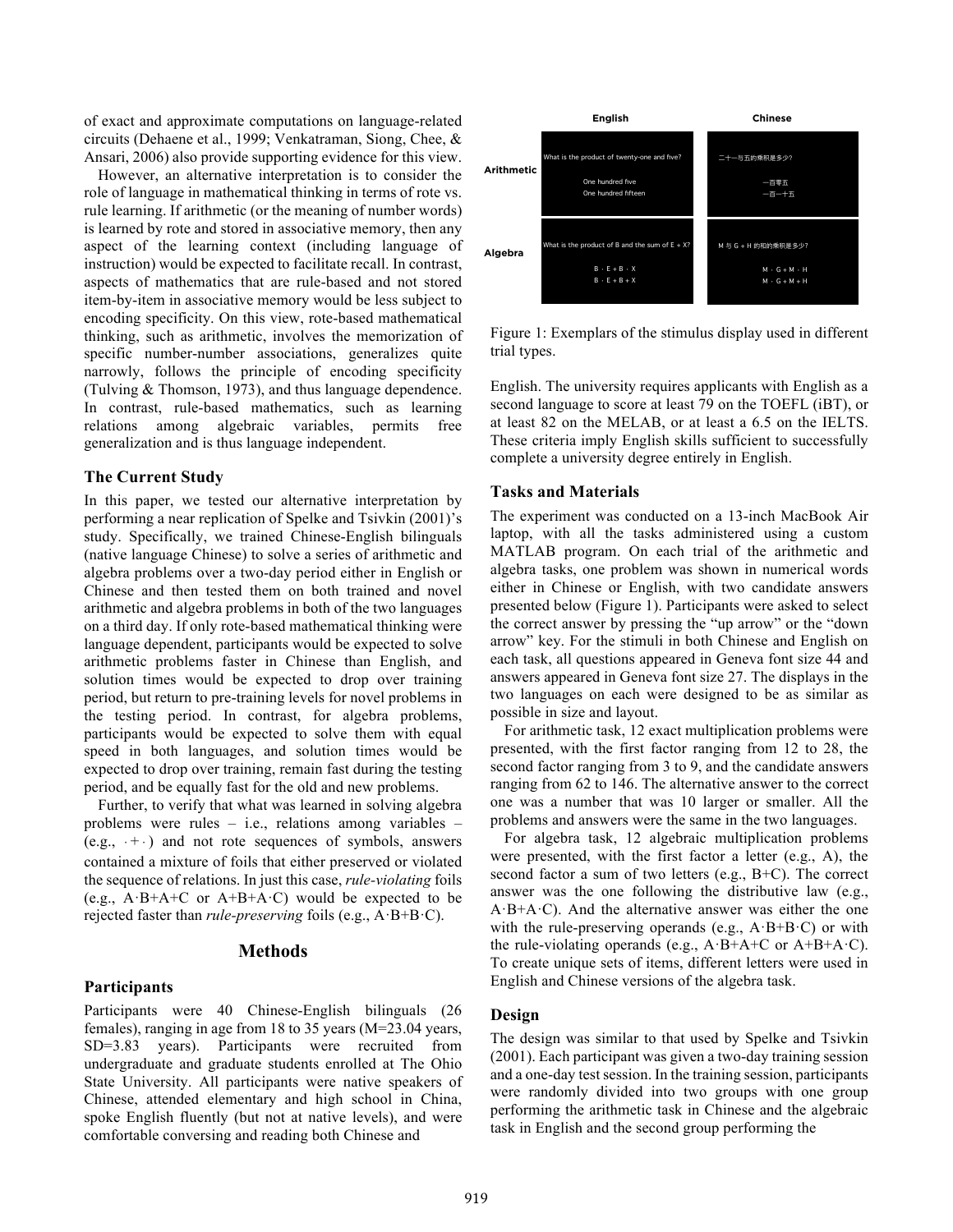of exact and approximate computations on language-related circuits (Dehaene et al., 1999; Venkatraman, Siong, Chee, & Ansari, 2006) also provide supporting evidence for this view.

However, an alternative interpretation is to consider the role of language in mathematical thinking in terms of rote vs. rule learning. If arithmetic (or the meaning of number words) is learned by rote and stored in associative memory, then any aspect of the learning context (including language of instruction) would be expected to facilitate recall. In contrast, aspects of mathematics that are rule-based and not stored item-by-item in associative memory would be less subject to encoding specificity. On this view, rote-based mathematical thinking, such as arithmetic, involves the memorization of specific number-number associations, generalizes quite narrowly, follows the principle of encoding specificity (Tulving & Thomson, 1973), and thus language dependence. In contrast, rule-based mathematics, such as learning relations among algebraic variables, permits free generalization and is thus language independent.

### The Current Study

In this paper, we tested our alternative interpretation by performing a near replication of Spelke and Tsivkin (2001)'s study. Specifically, we trained Chinese-English bilinguals (native language Chinese) to solve a series of arithmetic and algebra problems over a two-day period either in English or Chinese and then tested them on both trained and novel arithmetic and algebra problems in both of the two languages on a third day. If only rote-based mathematical thinking were language dependent, participants would be expected to solve arithmetic problems faster in Chinese than English, and solution times would be expected to drop over training period, but return to pre-training levels for novel problems in the testing period. In contrast, for algebra problems, participants would be expected to solve them with equal speed in both languages, and solution times would be expected to drop over training, remain fast during the testing period, and be equally fast for the old and new problems.

Further, to verify that what was learned in solving algebra problems were rules – i.e., relations among variables – (e.g., $\cdot + \cdot$) and not rote sequences of symbols, answers contained a mixture of foils that either preserved or violated the sequence of relations. In just this case, *rule-violating* foils (e.g., A·B+A+C or A+B+A·C) would be expected to be rejected faster than *rule-preserving* foils (e.g., A·B+B·C).

## Methods

### Participants

Participants were 40 Chinese-English bilinguals (26 females), ranging in age from 18 to 35 years (M=23.04 years, SD=3.83 years). Participants were recruited from undergraduate and graduate students enrolled at The Ohio State University. All participants were native speakers of Chinese, attended elementary and high school in China, spoke English fluently (but not at native levels), and were comfortable conversing and reading both Chinese and English. The university requires applicants with English as a second language to score at least 79 on the TOEFL (iBT), or at least 82 on the MELAB, or at least a 6.5 on the IELTS. These criteria imply English skills sufficient to successfully complete a university degree entirely in English.

| | English | Chinese |
|---|---|---|
| Arithmetic | What is the product of twenty-one and five?<br>One hundred five<br>One hundred fifteen | 二十一与五的乘积是多少?<br>一百零五<br>一百一十五 |
| Algebra | What is the product of B and the sum of E + X?<br>B · E + B · X<br>B · E + B + X | M 与 G + H 的和的乘积是多少?<br>M · G + M · H<br>M · G + M + H |

Figure 1: Exemplars of the stimulus display used in different trial types.

### Tasks and Materials

The experiment was conducted on a 13-inch MacBook Air laptop, with all the tasks administered using a custom MATLAB program. On each trial of the arithmetic and algebra tasks, one problem was shown in numerical words either in Chinese or English, with two candidate answers presented below (Figure 1). Participants were asked to select the correct answer by pressing the "up arrow" or the "down arrow" key. For the stimuli in both Chinese and English on each task, all questions appeared in Geneva font size 44 and answers appeared in Geneva font size 27. The displays in the two languages on each were designed to be as similar as possible in size and layout.

For arithmetic task, 12 exact multiplication problems were presented, with the first factor ranging from 12 to 28, the second factor ranging from 3 to 9, and the candidate answers ranging from 62 to 146. The alternative answer to the correct one was a number that was 10 larger or smaller. All the problems and answers were the same in the two languages.

For algebra task, 12 algebraic multiplication problems were presented, with the first factor a letter (e.g., A), the second factor a sum of two letters (e.g., B+C). The correct answer was the one following the distributive law (e.g., A·B+A·C). And the alternative answer was either the one with the rule-preserving operands (e.g., A·B+B·C) or with the rule-violating operands (e.g., A·B+A+C or A+B+A·C). To create unique sets of items, different letters were used in English and Chinese versions of the algebra task.

### Design

The design was similar to that used by Spelke and Tsivkin (2001). Each participant was given a two-day training session and a one-day test session. In the training session, participants were randomly divided into two groups with one group performing the arithmetic task in Chinese and the algebraic task in English and the second group performing the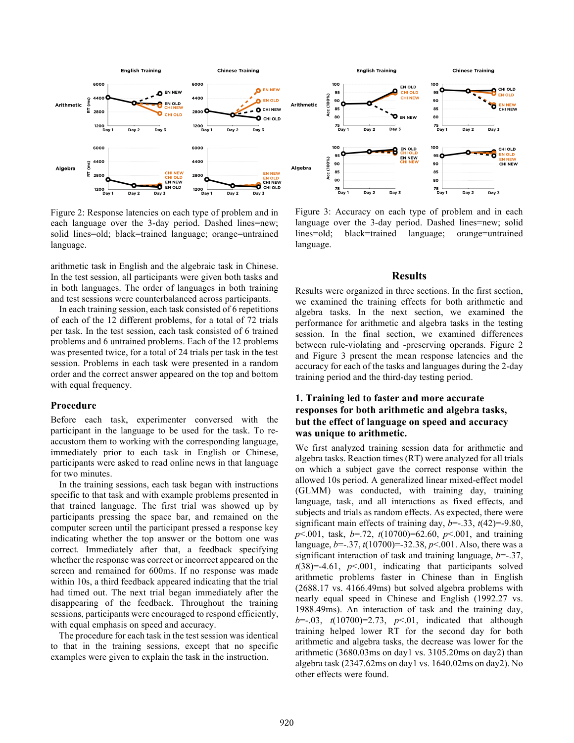Figure 2: Response latencies on each type of problem and in each language over the 3-day period. Dashed lines=new; solid lines=old; black=trained language; orange=untrained language.

Figure 3: Accuracy on each type of problem and in each language over the 3-day period. Dashed lines=new; solid lines=old; black=trained language; orange=untrained language.

arithmetic task in English and the algebraic task in Chinese. In the test session, all participants were given both tasks and in both languages. The order of languages in both training and test sessions were counterbalanced across participants.

In each training session, each task consisted of 6 repetitions of each of the 12 different problems, for a total of 72 trials per task. In the test session, each task consisted of 6 trained problems and 6 untrained problems. Each of the 12 problems was presented twice, for a total of 24 trials per task in the test session. Problems in each task were presented in a random order and the correct answer appeared on the top and bottom with equal frequency.

### Procedure

Before each task, experimenter conversed with the participant in the language to be used for the task. To re-accustom them to working with the corresponding language, immediately prior to each task in English or Chinese, participants were asked to read online news in that language for two minutes.

In the training sessions, each task began with instructions specific to that task and with example problems presented in that trained language. The first trial was showed up by participants pressing the space bar, and remained on the computer screen until the participant pressed a response key indicating whether the top answer or the bottom one was correct. Immediately after that, a feedback specifying whether the response was correct or incorrect appeared on the screen and remained for 600ms. If no response was made within 10s, a third feedback appeared indicating that the trial had timed out. The next trial began immediately after the disappearing of the feedback. Throughout the training sessions, participants were encouraged to respond efficiently, with equal emphasis on speed and accuracy.

The procedure for each task in the test session was identical to that in the training sessions, except that no specific examples were given to explain the task in the instruction.

## Results

Results were organized in three sections. In the first section, we examined the training effects for both arithmetic and algebra tasks. In the next section, we examined the performance for arithmetic and algebra tasks in the testing session. In the final section, we examined differences between rule-violating and -preserving operands. Figure 2 and Figure 3 present the mean response latencies and the accuracy for each of the tasks and languages during the 2-day training period and the third-day testing period.

### 1. Training led to faster and more accurate responses for both arithmetic and algebra tasks, but the effect of language on speed and accuracy was unique to arithmetic.

We first analyzed training session data for arithmetic and algebra tasks. Reaction times (RT) were analyzed for all trials on which a subject gave the correct response within the allowed 10s period. A generalized linear mixed-effect model (GLMM) was conducted, with training day, training language, task, and all interactions as fixed effects, and subjects and trials as random effects. As expected, there were significant main effects of training day, $b$=-.33, $t(42)$=-9.80, $p$<.001, task, $b$=.72, $t(10700)$=62.60, $p$<.001, and training language, $b$=-.37, $t(10700)$=-32.38, $p$<.001. Also, there was a significant interaction of task and training language, $b$=-.37, $t(38)$=-4.61, $p$<.001, indicating that participants solved arithmetic problems faster in Chinese than in English (2688.17 vs. 4166.49ms) but solved algebra problems with nearly equal speed in Chinese and English (1992.27 vs. 1988.49ms). An interaction of task and the training day, $b$=-.03, $t(10700)$=2.73, $p$<.01, indicated that although training helped lower RT for the second day for both arithmetic and algebra tasks, the decrease was lower for the arithmetic (3680.03ms on day1 vs. 3105.20ms on day2) than algebra task (2347.62ms on day1 vs. 1640.02ms on day2). No other effects were found.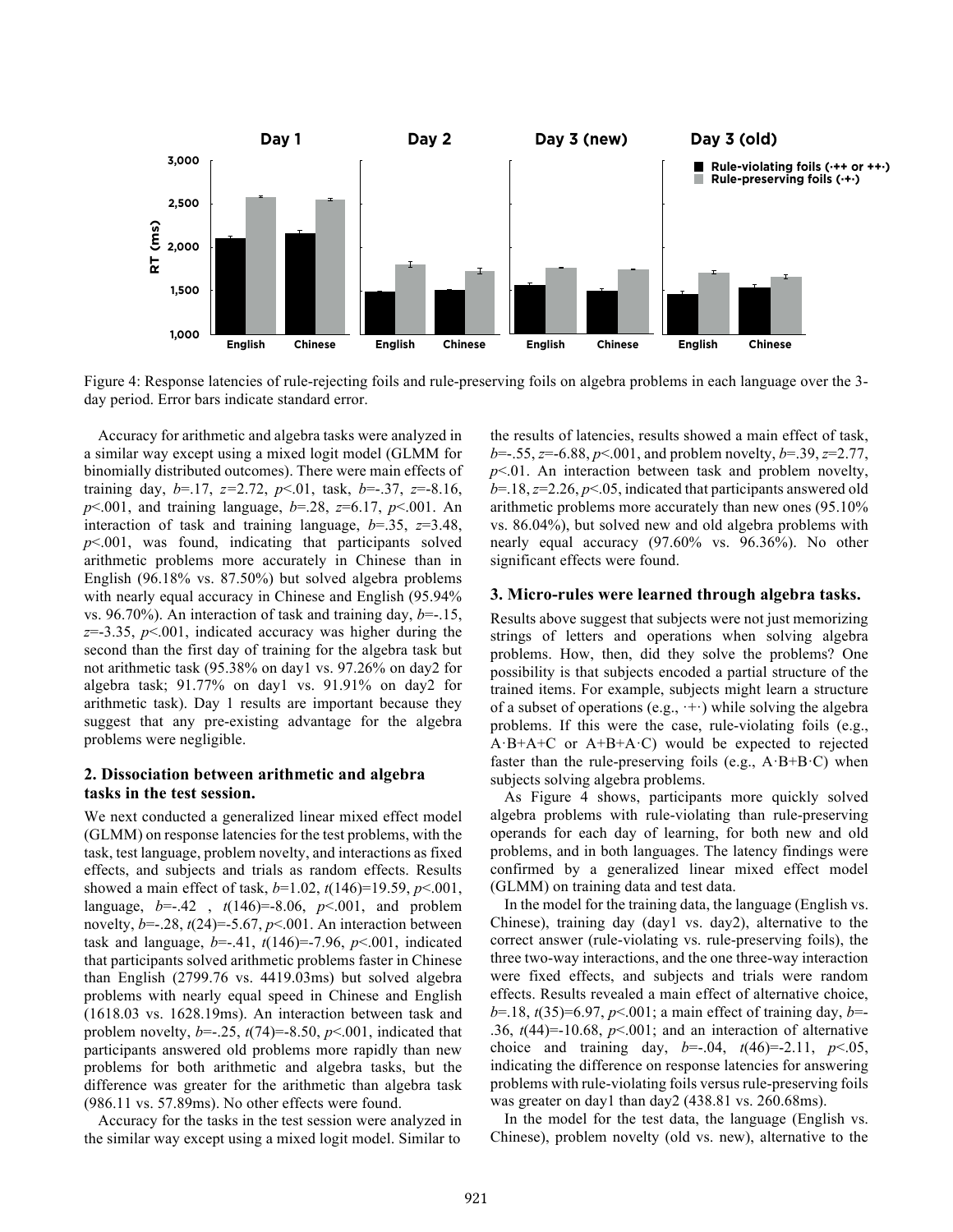Figure 4: Response latencies of rule-rejecting foils and rule-preserving foils on algebra problems in each language over the 3-day period. Error bars indicate standard error.

Accuracy for arithmetic and algebra tasks were analyzed in a similar way except using a mixed logit model (GLMM for binomially distributed outcomes). There were main effects of training day, $b$=.17, $z$=2.72, $p$<.01, task, $b$=-.37, $z$=-8.16, $p$<.001, and training language, $b$=.28, $z$=6.17, $p$<.001. An interaction of task and training language, $b$=.35, $z$=3.48, $p$<.001, was found, indicating that participants solved arithmetic problems more accurately in Chinese than in English (96.18% vs. 87.50%) but solved algebra problems with nearly equal accuracy in Chinese and English (95.94% vs. 96.70%). An interaction of task and training day, $b$=-.15, $z$=-3.35, $p$<.001, indicated accuracy was higher during the second than the first day of training for the algebra task but not arithmetic task (95.38% on day1 vs. 97.26% on day2 for algebra task; 91.77% on day1 vs. 91.91% on day2 for arithmetic task). Day 1 results are important because they suggest that any pre-existing advantage for the algebra problems were negligible.

## 2. Dissociation between arithmetic and algebra tasks in the test session.

We next conducted a generalized linear mixed effect model (GLMM) on response latencies for the test problems, with the task, test language, problem novelty, and interactions as fixed effects, and subjects and trials as random effects. Results showed a main effect of task, $b$=1.02, $t$(146)=19.59, $p$<.001, language, $b$=-.42 , $t$(146)=-8.06, $p$<.001, and problem novelty, $b$=-.28, $t$(24)=-5.67, $p$<.001. An interaction between task and language, $b$=-.41, $t$(146)=-7.96, $p$<.001, indicated that participants solved arithmetic problems faster in Chinese than English (2799.76 vs. 4419.03ms) but solved algebra problems with nearly equal speed in Chinese and English (1618.03 vs. 1628.19ms). An interaction between task and problem novelty, $b$=-.25, $t$(74)=-8.50, $p$<.001, indicated that participants answered old problems more rapidly than new problems for both arithmetic and algebra tasks, but the difference was greater for the arithmetic than algebra task (986.11 vs. 57.89ms). No other effects were found.

Accuracy for the tasks in the test session were analyzed in the similar way except using a mixed logit model. Similar to the results of latencies, results showed a main effect of task, $b$=-.55, $z$=-6.88, $p$<.001, and problem novelty, $b$=.39, $z$=2.77, $p$<.01. An interaction between task and problem novelty, $b$=.18, $z$=2.26, $p$<.05, indicated that participants answered old arithmetic problems more accurately than new ones (95.10% vs. 86.04%), but solved new and old algebra problems with nearly equal accuracy (97.60% vs. 96.36%). No other significant effects were found.

## 3. Micro-rules were learned through algebra tasks.

Results above suggest that subjects were not just memorizing strings of letters and operations when solving algebra problems. How, then, did they solve the problems? One possibility is that subjects encoded a partial structure of the trained items. For example, subjects might learn a structure of a subset of operations (e.g., ·+·) while solving the algebra problems. If this were the case, rule-violating foils (e.g., A·B+A+C or A+B+A·C) would be expected to rejected faster than the rule-preserving foils (e.g., A·B+B·C) when subjects solving algebra problems.

As Figure 4 shows, participants more quickly solved algebra problems with rule-violating than rule-preserving operands for each day of learning, for both new and old problems, and in both languages. The latency findings were confirmed by a generalized linear mixed effect model (GLMM) on training data and test data.

In the model for the training data, the language (English vs. Chinese), training day (day1 vs. day2), alternative to the correct answer (rule-violating vs. rule-preserving foils), the three two-way interactions, and the one three-way interaction were fixed effects, and subjects and trials were random effects. Results revealed a main effect of alternative choice, $b$=.18, $t$(35)=6.97, $p$<.001; a main effect of training day, $b$=-.36, $t$(44)=-10.68, $p$<.001; and an interaction of alternative choice and training day, $b$=-.04, $t$(46)=-2.11, $p$<.05, indicating the difference on response latencies for answering problems with rule-violating foils versus rule-preserving foils was greater on day1 than day2 (438.81 vs. 260.68ms).

In the model for the test data, the language (English vs. Chinese), problem novelty (old vs. new), alternative to the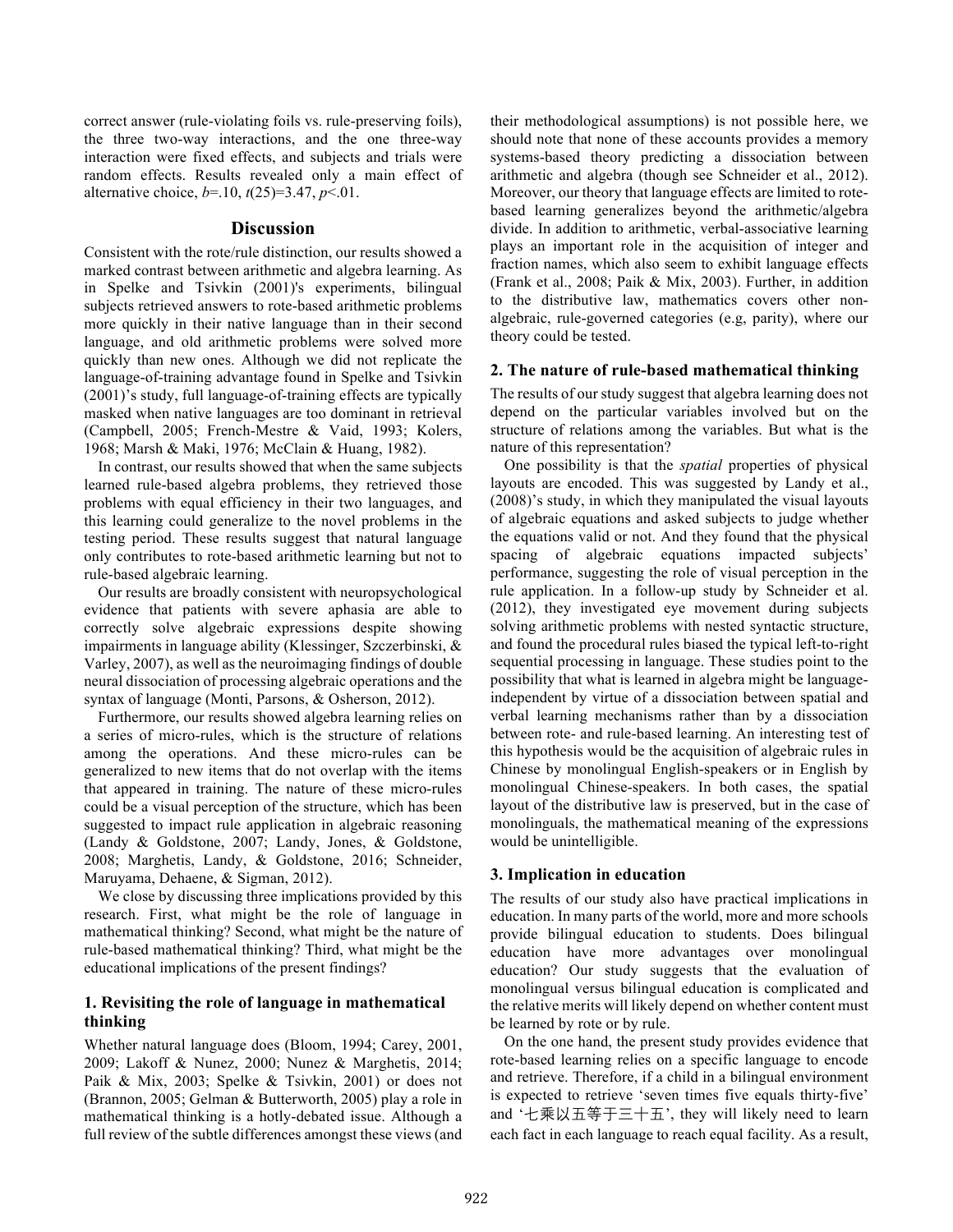correct answer (rule-violating foils vs. rule-preserving foils), the three two-way interactions, and the one three-way interaction were fixed effects, and subjects and trials were random effects. Results revealed only a main effect of alternative choice, $b$=.10, $t(25)$=3.47, $p$<.01.

## Discussion

Consistent with the rote/rule distinction, our results showed a marked contrast between arithmetic and algebra learning. As in Spelke and Tsivkin (2001)'s experiments, bilingual subjects retrieved answers to rote-based arithmetic problems more quickly in their native language than in their second language, and old arithmetic problems were solved more quickly than new ones. Although we did not replicate the language-of-training advantage found in Spelke and Tsivkin (2001)'s study, full language-of-training effects are typically masked when native languages are too dominant in retrieval (Campbell, 2005; French-Mestre & Vaid, 1993; Kolers, 1968; Marsh & Maki, 1976; McClain & Huang, 1982).

In contrast, our results showed that when the same subjects learned rule-based algebra problems, they retrieved those problems with equal efficiency in their two languages, and this learning could generalize to the novel problems in the testing period. These results suggest that natural language only contributes to rote-based arithmetic learning but not to rule-based algebraic learning.

Our results are broadly consistent with neuropsychological evidence that patients with severe aphasia are able to correctly solve algebraic expressions despite showing impairments in language ability (Klessinger, Szczerbinski, & Varley, 2007), as well as the neuroimaging findings of double neural dissociation of processing algebraic operations and the syntax of language (Monti, Parsons, & Osherson, 2012).

Furthermore, our results showed algebra learning relies on a series of micro-rules, which is the structure of relations among the operations. And these micro-rules can be generalized to new items that do not overlap with the items that appeared in training. The nature of these micro-rules could be a visual perception of the structure, which has been suggested to impact rule application in algebraic reasoning (Landy & Goldstone, 2007; Landy, Jones, & Goldstone, 2008; Marghetis, Landy, & Goldstone, 2016; Schneider, Maruyama, Dehaene, & Sigman, 2012).

We close by discussing three implications provided by this research. First, what might be the role of language in mathematical thinking? Second, what might be the nature of rule-based mathematical thinking? Third, what might be the educational implications of the present findings?

### 1. Revisiting the role of language in mathematical thinking

Whether natural language does (Bloom, 1994; Carey, 2001, 2009; Lakoff & Nunez, 2000; Nunez & Marghetis, 2014; Paik & Mix, 2003; Spelke & Tsivkin, 2001) or does not (Brannon, 2005; Gelman & Butterworth, 2005) play a role in mathematical thinking is a hotly-debated issue. Although a full review of the subtle differences amongst these views (and their methodological assumptions) is not possible here, we should note that none of these accounts provides a memory systems-based theory predicting a dissociation between arithmetic and algebra (though see Schneider et al., 2012). Moreover, our theory that language effects are limited to rote-based learning generalizes beyond the arithmetic/algebra divide. In addition to arithmetic, verbal-associative learning plays an important role in the acquisition of integer and fraction names, which also seem to exhibit language effects (Frank et al., 2008; Paik & Mix, 2003). Further, in addition to the distributive law, mathematics covers other non-algebraic, rule-governed categories (e.g, parity), where our theory could be tested.

### 2. The nature of rule-based mathematical thinking

The results of our study suggest that algebra learning does not depend on the particular variables involved but on the structure of relations among the variables. But what is the nature of this representation?

One possibility is that the *spatial* properties of physical layouts are encoded. This was suggested by Landy et al., (2008)'s study, in which they manipulated the visual layouts of algebraic equations and asked subjects to judge whether the equations valid or not. And they found that the physical spacing of algebraic equations impacted subjects' performance, suggesting the role of visual perception in the rule application. In a follow-up study by Schneider et al. (2012), they investigated eye movement during subjects solving arithmetic problems with nested syntactic structure, and found the procedural rules biased the typical left-to-right sequential processing in language. These studies point to the possibility that what is learned in algebra might be language-independent by virtue of a dissociation between spatial and verbal learning mechanisms rather than by a dissociation between rote- and rule-based learning. An interesting test of this hypothesis would be the acquisition of algebraic rules in Chinese by monolingual English-speakers or in English by monolingual Chinese-speakers. In both cases, the spatial layout of the distributive law is preserved, but in the case of monolinguals, the mathematical meaning of the expressions would be unintelligible.

### 3. Implication in education

The results of our study also have practical implications in education. In many parts of the world, more and more schools provide bilingual education to students. Does bilingual education have more advantages over monolingual education? Our study suggests that the evaluation of monolingual versus bilingual education is complicated and the relative merits will likely depend on whether content must be learned by rote or by rule.

On the one hand, the present study provides evidence that rote-based learning relies on a specific language to encode and retrieve. Therefore, if a child in a bilingual environment is expected to retrieve 'seven times five equals thirty-five' and '七乘以五等于三十五', they will likely need to learn each fact in each language to reach equal facility. As a result,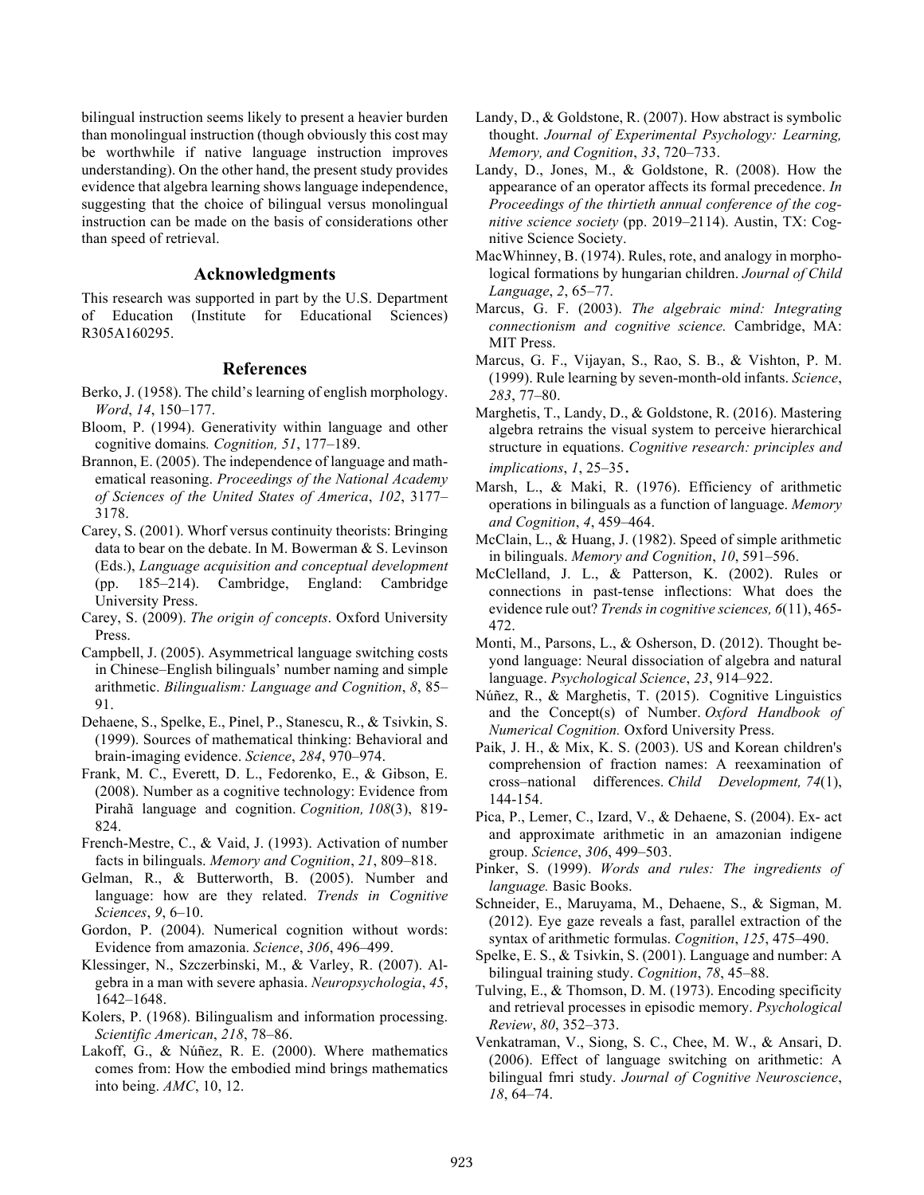bilingual instruction seems likely to present a heavier burden than monolingual instruction (though obviously this cost may be worthwhile if native language instruction improves understanding). On the other hand, the present study provides evidence that algebra learning shows language independence, suggesting that the choice of bilingual versus monolingual instruction can be made on the basis of considerations other than speed of retrieval.

## Acknowledgments

This research was supported in part by the U.S. Department of Education (Institute for Educational Sciences) R305A160295.

## References

Berko, J. (1958). The child's learning of english morphology. *Word*, *14*, 150–177.

Bloom, P. (1994). Generativity within language and other cognitive domains. *Cognition, 51*, 177–189.

Brannon, E. (2005). The independence of language and mathematical reasoning. *Proceedings of the National Academy of Sciences of the United States of America*, *102*, 3177–3178.

Carey, S. (2001). Whorf versus continuity theorists: Bringing data to bear on the debate. In M. Bowerman & S. Levinson (Eds.), *Language acquisition and conceptual development* (pp. 185–214). Cambridge, England: Cambridge University Press.

Carey, S. (2009). *The origin of concepts*. Oxford University Press.

Campbell, J. (2005). Asymmetrical language switching costs in Chinese–English bilinguals' number naming and simple arithmetic. *Bilingualism: Language and Cognition*, *8*, 85–91.

Dehaene, S., Spelke, E., Pinel, P., Stanescu, R., & Tsivkin, S. (1999). Sources of mathematical thinking: Behavioral and brain-imaging evidence. *Science*, *284*, 970–974.

Frank, M. C., Everett, D. L., Fedorenko, E., & Gibson, E. (2008). Number as a cognitive technology: Evidence from Pirahã language and cognition. *Cognition, 108*(3), 819-824.

French-Mestre, C., & Vaid, J. (1993). Activation of number facts in bilinguals. *Memory and Cognition*, *21*, 809–818.

Gelman, R., & Butterworth, B. (2005). Number and language: how are they related. *Trends in Cognitive Sciences*, *9*, 6–10.

Gordon, P. (2004). Numerical cognition without words: Evidence from amazonia. *Science*, *306*, 496–499.

Klessinger, N., Szczerbinski, M., & Varley, R. (2007). Algebra in a man with severe aphasia. *Neuropsychologia*, *45*, 1642–1648.

Kolers, P. (1968). Bilingualism and information processing. *Scientific American*, *218*, 78–86.

Lakoff, G., & Núñez, R. E. (2000). Where mathematics comes from: How the embodied mind brings mathematics into being. *AMC*, 10, 12.

Landy, D., & Goldstone, R. (2007). How abstract is symbolic thought. *Journal of Experimental Psychology: Learning, Memory, and Cognition*, *33*, 720–733.

Landy, D., Jones, M., & Goldstone, R. (2008). How the appearance of an operator affects its formal precedence. *In Proceedings of the thirtieth annual conference of the cognitive science society* (pp. 2019–2114). Austin, TX: Cognitive Science Society.

MacWhinney, B. (1974). Rules, rote, and analogy in morphological formations by hungarian children. *Journal of Child Language*, *2*, 65–77.

Marcus, G. F. (2003). *The algebraic mind: Integrating connectionism and cognitive science.* Cambridge, MA: MIT Press.

Marcus, G. F., Vijayan, S., Rao, S. B., & Vishton, P. M. (1999). Rule learning by seven-month-old infants. *Science*, *283*, 77–80.

Marghetis, T., Landy, D., & Goldstone, R. (2016). Mastering algebra retrains the visual system to perceive hierarchical structure in equations. *Cognitive research: principles and implications*, *1*, 25–35.

Marsh, L., & Maki, R. (1976). Efficiency of arithmetic operations in bilinguals as a function of language. *Memory and Cognition*, *4*, 459–464.

McClain, L., & Huang, J. (1982). Speed of simple arithmetic in bilinguals. *Memory and Cognition*, *10*, 591–596.

McClelland, J. L., & Patterson, K. (2002). Rules or connections in past-tense inflections: What does the evidence rule out? *Trends in cognitive sciences, 6*(11), 465-472.

Monti, M., Parsons, L., & Osherson, D. (2012). Thought beyond language: Neural dissociation of algebra and natural language. *Psychological Science*, *23*, 914–922.

Núñez, R., & Marghetis, T. (2015). Cognitive Linguistics and the Concept(s) of Number. *Oxford Handbook of Numerical Cognition.* Oxford University Press.

Paik, J. H., & Mix, K. S. (2003). US and Korean children's comprehension of fraction names: A reexamination of cross–national differences. *Child Development, 74*(1), 144-154.

Pica, P., Lemer, C., Izard, V., & Dehaene, S. (2004). Ex- act and approximate arithmetic in an amazonian indigene group. *Science*, *306*, 499–503.

Pinker, S. (1999). *Words and rules: The ingredients of language.* Basic Books.

Schneider, E., Maruyama, M., Dehaene, S., & Sigman, M. (2012). Eye gaze reveals a fast, parallel extraction of the syntax of arithmetic formulas. *Cognition*, *125*, 475–490.

Spelke, E. S., & Tsivkin, S. (2001). Language and number: A bilingual training study. *Cognition*, *78*, 45–88.

Tulving, E., & Thomson, D. M. (1973). Encoding specificity and retrieval processes in episodic memory. *Psychological Review*, *80*, 352–373.

Venkatraman, V., Siong, S. C., Chee, M. W., & Ansari, D. (2006). Effect of language switching on arithmetic: A bilingual fmri study. *Journal of Cognitive Neuroscience*, *18*, 64–74.